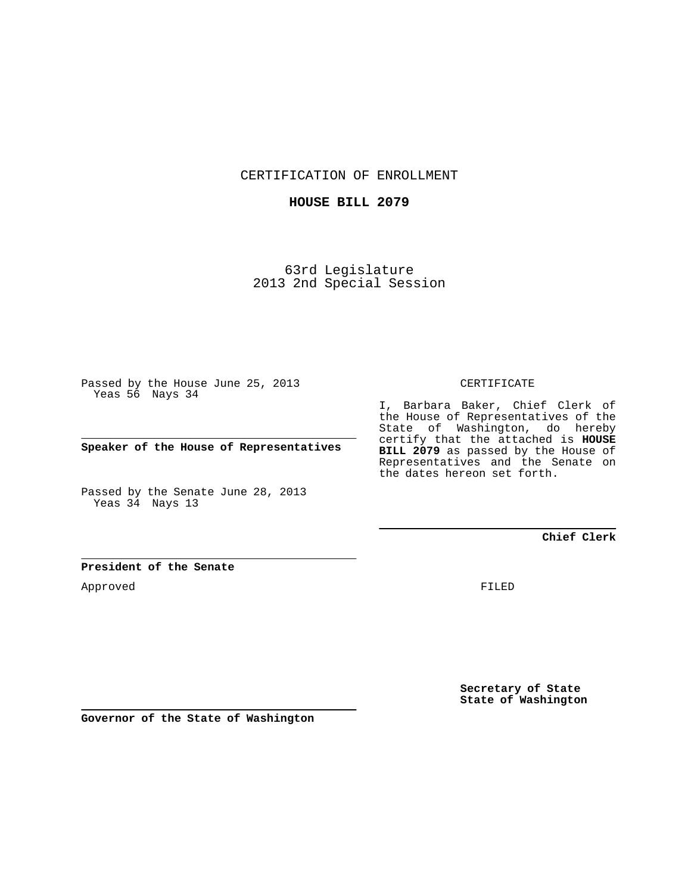CERTIFICATION OF ENROLLMENT

**HOUSE BILL 2079**

63rd Legislature
2013 2nd Special Session

Passed by the House June 25, 2013
Yeas 56 Nays 34

**Speaker of the House of Representatives**

Passed by the Senate June 28, 2013
Yeas 34 Nays 13

**President of the Senate**

Approved

**Governor of the State of Washington**

CERTIFICATE

I, Barbara Baker, Chief Clerk of the House of Representatives of the State of Washington, do hereby certify that the attached is **HOUSE BILL 2079** as passed by the House of Representatives and the Senate on the dates hereon set forth.

**Chief Clerk**

FILED

**Secretary of State**
**State of Washington**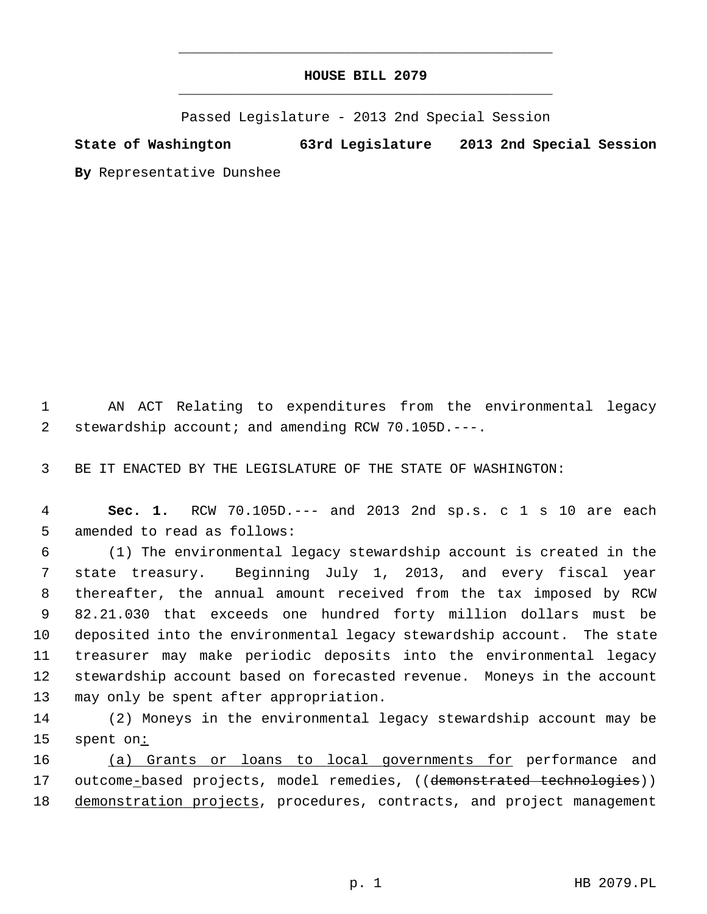# HOUSE BILL 2079

Passed Legislature - 2013 2nd Special Session

**State of Washington 63rd Legislature 2013 2nd Special Session**

**By** Representative Dunshee

AN ACT Relating to expenditures from the environmental legacy stewardship account; and amending RCW 70.105D.---.

BE IT ENACTED BY THE LEGISLATURE OF THE STATE OF WASHINGTON:

**Sec. 1.** RCW 70.105D.--- and 2013 2nd sp.s. c 1 s 10 are each amended to read as follows:

(1) The environmental legacy stewardship account is created in the state treasury. Beginning July 1, 2013, and every fiscal year thereafter, the annual amount received from the tax imposed by RCW 82.21.030 that exceeds one hundred forty million dollars must be deposited into the environmental legacy stewardship account. The state treasurer may make periodic deposits into the environmental legacy stewardship account based on forecasted revenue. Moneys in the account may only be spent after appropriation.

(2) Moneys in the environmental legacy stewardship account may be spent on<u>:</u>

<u>(a) Grants or loans to local governments for</u> performance and outcome<u>-</u>based projects, model remedies, ((~~demonstrated technologies~~)) <u>demonstration projects</u>, procedures, contracts, and project management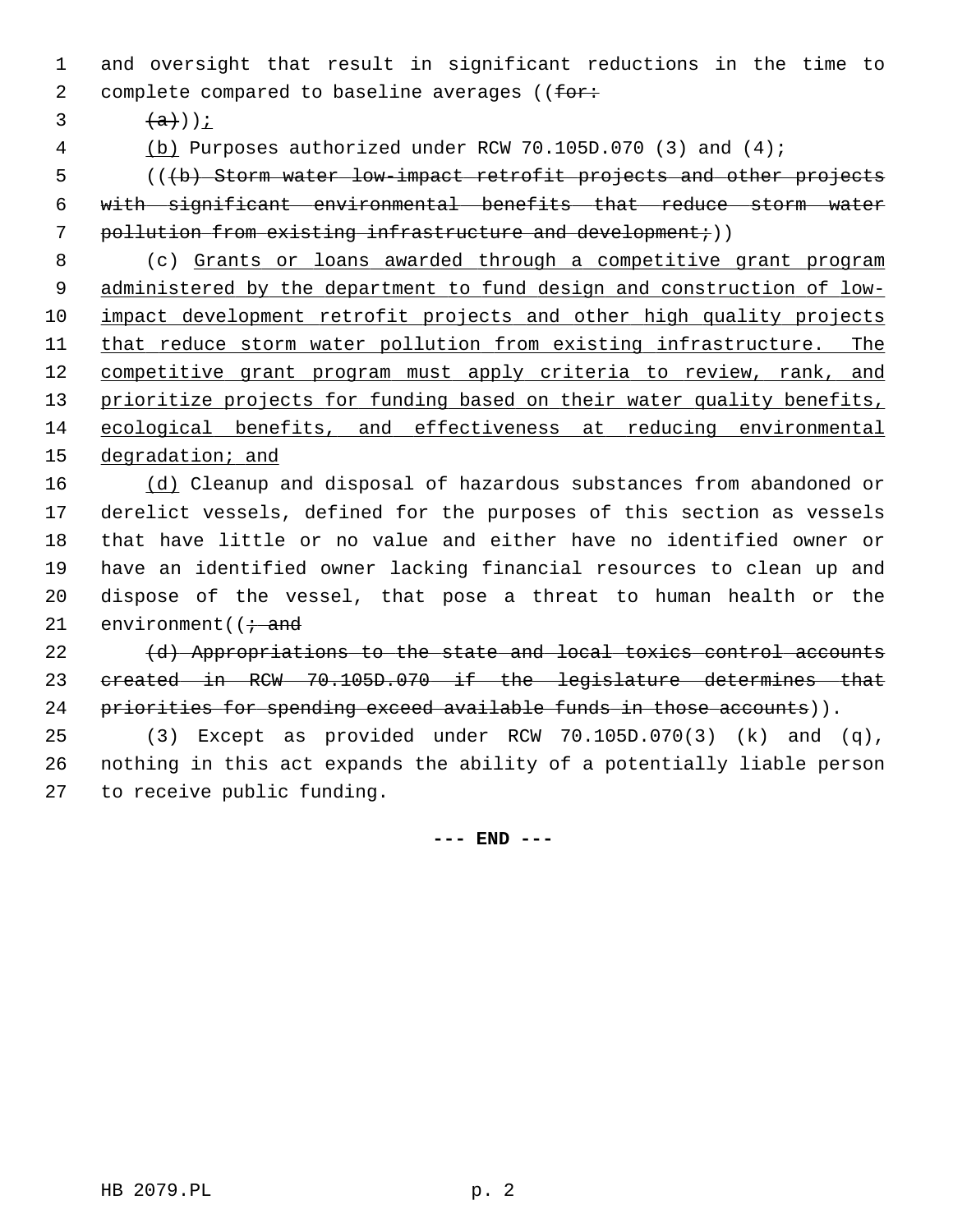and oversight that result in significant reductions in the time to complete compared to baseline averages ((~~for:~~

~~(a)~~));

(b) Purposes authorized under RCW 70.105D.070 (3) and (4);

((~~(b) Storm water low-impact retrofit projects and other projects with significant environmental benefits that reduce storm water pollution from existing infrastructure and development;~~))

(c) Grants or loans awarded through a competitive grant program administered by the department to fund design and construction of low-impact development retrofit projects and other high quality projects that reduce storm water pollution from existing infrastructure. The competitive grant program must apply criteria to review, rank, and prioritize projects for funding based on their water quality benefits, ecological benefits, and effectiveness at reducing environmental degradation; and

(d) Cleanup and disposal of hazardous substances from abandoned or derelict vessels, defined for the purposes of this section as vessels that have little or no value and either have no identified owner or have an identified owner lacking financial resources to clean up and dispose of the vessel, that pose a threat to human health or the environment((~~; and~~

~~(d) Appropriations to the state and local toxics control accounts created in RCW 70.105D.070 if the legislature determines that priorities for spending exceed available funds in those accounts~~)).

(3) Except as provided under RCW 70.105D.070(3) (k) and (q), nothing in this act expands the ability of a potentially liable person to receive public funding.

**--- END ---**